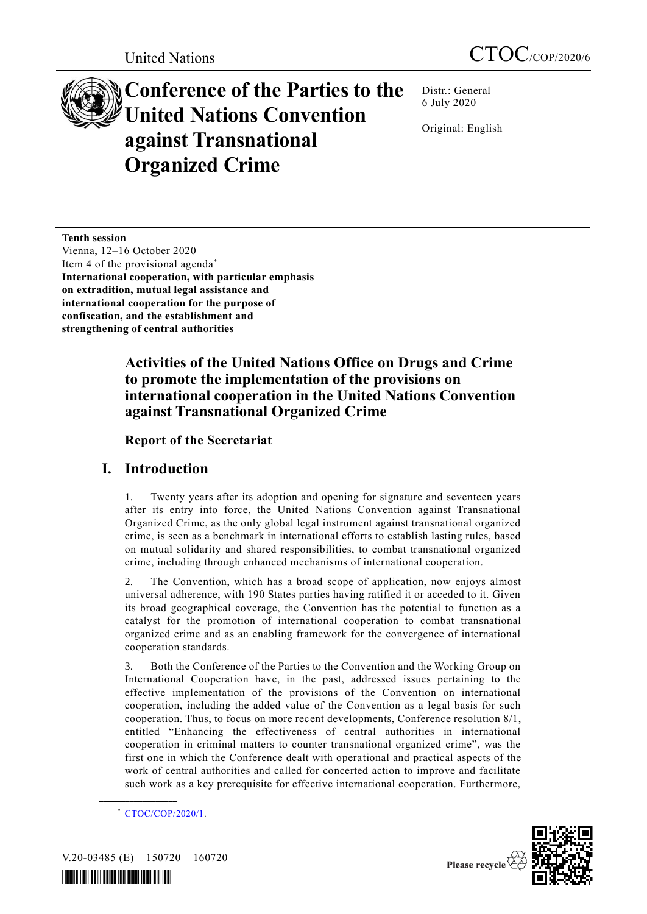United Nations

CTOC/COP/2020/6

# Conference of the Parties to the United Nations Convention against Transnational Organized Crime

Distr.: General
6 July 2020

Original: English

**Tenth session**
Vienna, 12–16 October 2020
Item 4 of the provisional agenda*
**International cooperation, with particular emphasis on extradition, mutual legal assistance and international cooperation for the purpose of confiscation, and the establishment and strengthening of central authorities**

## Activities of the United Nations Office on Drugs and Crime to promote the implementation of the provisions on international cooperation in the United Nations Convention against Transnational Organized Crime

### Report of the Secretariat

## I. Introduction

1. Twenty years after its adoption and opening for signature and seventeen years after its entry into force, the United Nations Convention against Transnational Organized Crime, as the only global legal instrument against transnational organized crime, is seen as a benchmark in international efforts to establish lasting rules, based on mutual solidarity and shared responsibilities, to combat transnational organized crime, including through enhanced mechanisms of international cooperation.

2. The Convention, which has a broad scope of application, now enjoys almost universal adherence, with 190 States parties having ratified it or acceded to it. Given its broad geographical coverage, the Convention has the potential to function as a catalyst for the promotion of international cooperation to combat transnational organized crime and as an enabling framework for the convergence of international cooperation standards.

3. Both the Conference of the Parties to the Convention and the Working Group on International Cooperation have, in the past, addressed issues pertaining to the effective implementation of the provisions of the Convention on international cooperation, including the added value of the Convention as a legal basis for such cooperation. Thus, to focus on more recent developments, Conference resolution 8/1, entitled "Enhancing the effectiveness of central authorities in international cooperation in criminal matters to counter transnational organized crime", was the first one in which the Conference dealt with operational and practical aspects of the work of central authorities and called for concerted action to improve and facilitate such work as a key prerequisite for effective international cooperation. Furthermore,

* CTOC/COP/2020/1.

V.20-03485 (E) 150720 160720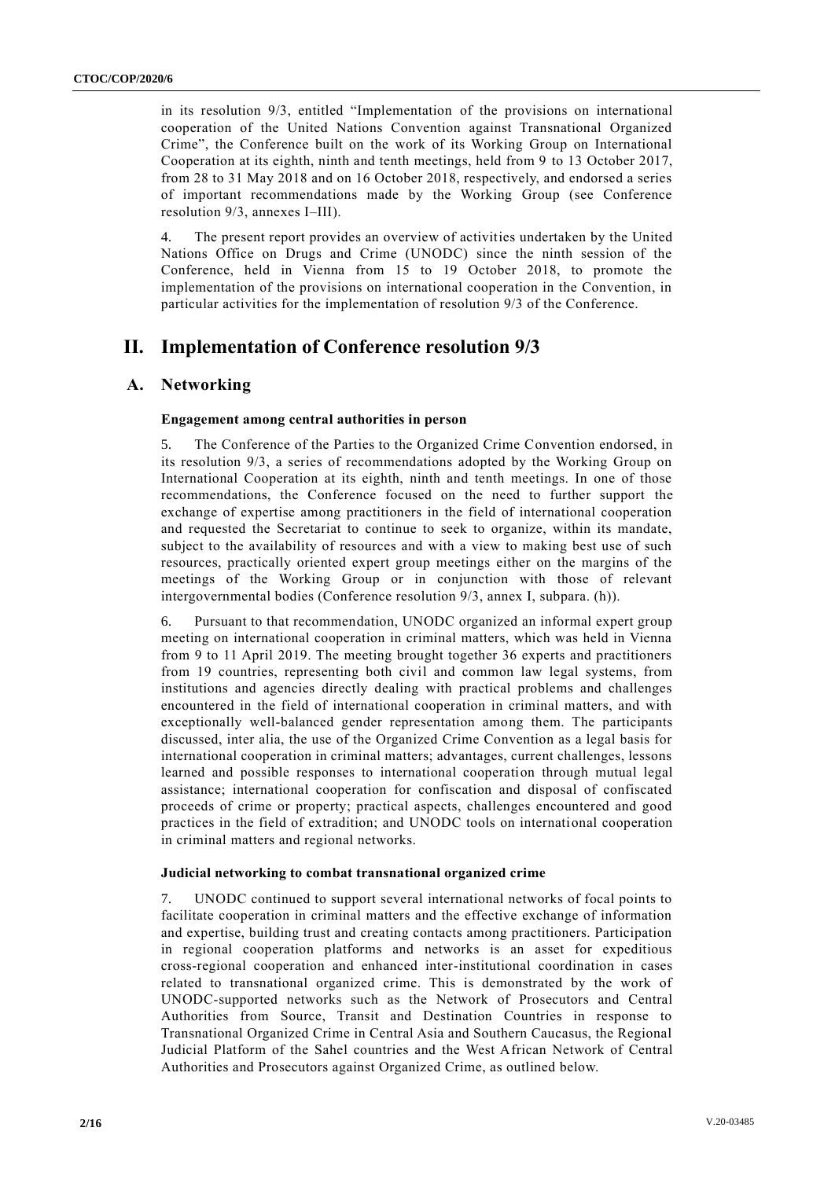in its resolution 9/3, entitled "Implementation of the provisions on international cooperation of the United Nations Convention against Transnational Organized Crime", the Conference built on the work of its Working Group on International Cooperation at its eighth, ninth and tenth meetings, held from 9 to 13 October 2017, from 28 to 31 May 2018 and on 16 October 2018, respectively, and endorsed a series of important recommendations made by the Working Group (see Conference resolution 9/3, annexes I–III).

4. The present report provides an overview of activities undertaken by the United Nations Office on Drugs and Crime (UNODC) since the ninth session of the Conference, held in Vienna from 15 to 19 October 2018, to promote the implementation of the provisions on international cooperation in the Convention, in particular activities for the implementation of resolution 9/3 of the Conference.

## II. Implementation of Conference resolution 9/3

### A. Networking

#### Engagement among central authorities in person

5. The Conference of the Parties to the Organized Crime Convention endorsed, in its resolution 9/3, a series of recommendations adopted by the Working Group on International Cooperation at its eighth, ninth and tenth meetings. In one of those recommendations, the Conference focused on the need to further support the exchange of expertise among practitioners in the field of international cooperation and requested the Secretariat to continue to seek to organize, within its mandate, subject to the availability of resources and with a view to making best use of such resources, practically oriented expert group meetings either on the margins of the meetings of the Working Group or in conjunction with those of relevant intergovernmental bodies (Conference resolution 9/3, annex I, subpara. (h)).

6. Pursuant to that recommendation, UNODC organized an informal expert group meeting on international cooperation in criminal matters, which was held in Vienna from 9 to 11 April 2019. The meeting brought together 36 experts and practitioners from 19 countries, representing both civil and common law legal systems, from institutions and agencies directly dealing with practical problems and challenges encountered in the field of international cooperation in criminal matters, and with exceptionally well-balanced gender representation among them. The participants discussed, inter alia, the use of the Organized Crime Convention as a legal basis for international cooperation in criminal matters; advantages, current challenges, lessons learned and possible responses to international cooperation through mutual legal assistance; international cooperation for confiscation and disposal of confiscated proceeds of crime or property; practical aspects, challenges encountered and good practices in the field of extradition; and UNODC tools on international cooperation in criminal matters and regional networks.

#### Judicial networking to combat transnational organized crime

7. UNODC continued to support several international networks of focal points to facilitate cooperation in criminal matters and the effective exchange of information and expertise, building trust and creating contacts among practitioners. Participation in regional cooperation platforms and networks is an asset for expeditious cross-regional cooperation and enhanced inter-institutional coordination in cases related to transnational organized crime. This is demonstrated by the work of UNODC-supported networks such as the Network of Prosecutors and Central Authorities from Source, Transit and Destination Countries in response to Transnational Organized Crime in Central Asia and Southern Caucasus, the Regional Judicial Platform of the Sahel countries and the West African Network of Central Authorities and Prosecutors against Organized Crime, as outlined below.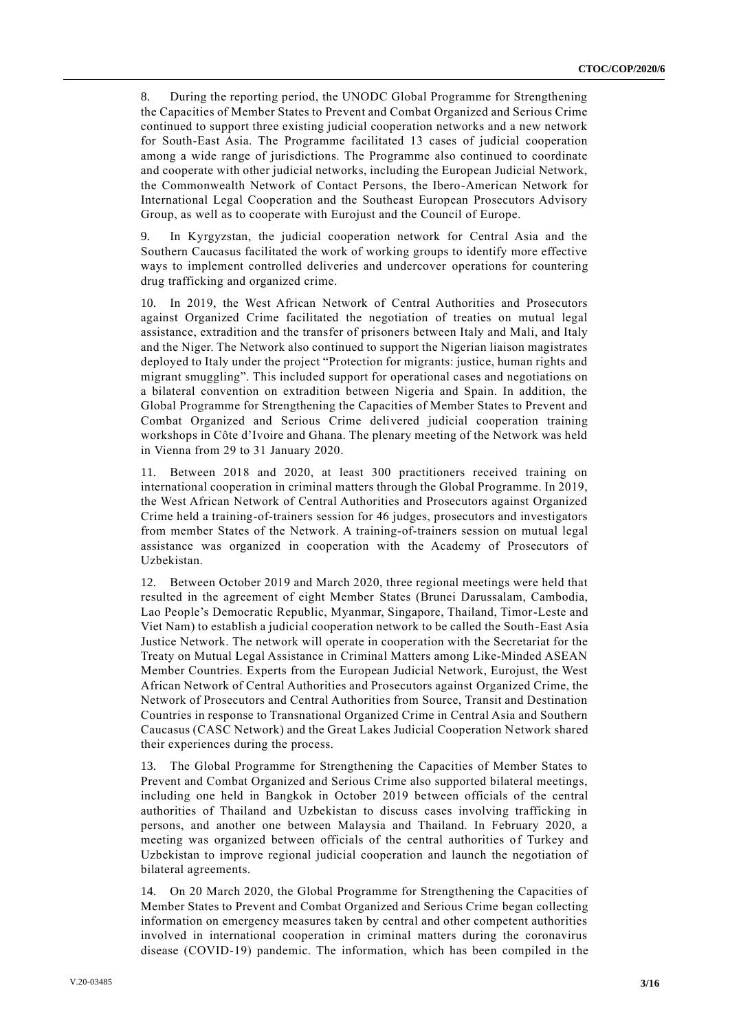8. During the reporting period, the UNODC Global Programme for Strengthening the Capacities of Member States to Prevent and Combat Organized and Serious Crime continued to support three existing judicial cooperation networks and a new network for South-East Asia. The Programme facilitated 13 cases of judicial cooperation among a wide range of jurisdictions. The Programme also continued to coordinate and cooperate with other judicial networks, including the European Judicial Network, the Commonwealth Network of Contact Persons, the Ibero-American Network for International Legal Cooperation and the Southeast European Prosecutors Advisory Group, as well as to cooperate with Eurojust and the Council of Europe.

9. In Kyrgyzstan, the judicial cooperation network for Central Asia and the Southern Caucasus facilitated the work of working groups to identify more effective ways to implement controlled deliveries and undercover operations for countering drug trafficking and organized crime.

10. In 2019, the West African Network of Central Authorities and Prosecutors against Organized Crime facilitated the negotiation of treaties on mutual legal assistance, extradition and the transfer of prisoners between Italy and Mali, and Italy and the Niger. The Network also continued to support the Nigerian liaison magistrates deployed to Italy under the project "Protection for migrants: justice, human rights and migrant smuggling". This included support for operational cases and negotiations on a bilateral convention on extradition between Nigeria and Spain. In addition, the Global Programme for Strengthening the Capacities of Member States to Prevent and Combat Organized and Serious Crime delivered judicial cooperation training workshops in Côte d'Ivoire and Ghana. The plenary meeting of the Network was held in Vienna from 29 to 31 January 2020.

11. Between 2018 and 2020, at least 300 practitioners received training on international cooperation in criminal matters through the Global Programme. In 2019, the West African Network of Central Authorities and Prosecutors against Organized Crime held a training-of-trainers session for 46 judges, prosecutors and investigators from member States of the Network. A training-of-trainers session on mutual legal assistance was organized in cooperation with the Academy of Prosecutors of Uzbekistan.

12. Between October 2019 and March 2020, three regional meetings were held that resulted in the agreement of eight Member States (Brunei Darussalam, Cambodia, Lao People's Democratic Republic, Myanmar, Singapore, Thailand, Timor-Leste and Viet Nam) to establish a judicial cooperation network to be called the South-East Asia Justice Network. The network will operate in cooperation with the Secretariat for the Treaty on Mutual Legal Assistance in Criminal Matters among Like-Minded ASEAN Member Countries. Experts from the European Judicial Network, Eurojust, the West African Network of Central Authorities and Prosecutors against Organized Crime, the Network of Prosecutors and Central Authorities from Source, Transit and Destination Countries in response to Transnational Organized Crime in Central Asia and Southern Caucasus (CASC Network) and the Great Lakes Judicial Cooperation Network shared their experiences during the process.

13. The Global Programme for Strengthening the Capacities of Member States to Prevent and Combat Organized and Serious Crime also supported bilateral meetings, including one held in Bangkok in October 2019 between officials of the central authorities of Thailand and Uzbekistan to discuss cases involving trafficking in persons, and another one between Malaysia and Thailand. In February 2020, a meeting was organized between officials of the central authorities of Turkey and Uzbekistan to improve regional judicial cooperation and launch the negotiation of bilateral agreements.

14. On 20 March 2020, the Global Programme for Strengthening the Capacities of Member States to Prevent and Combat Organized and Serious Crime began collecting information on emergency measures taken by central and other competent authorities involved in international cooperation in criminal matters during the coronavirus disease (COVID-19) pandemic. The information, which has been compiled in the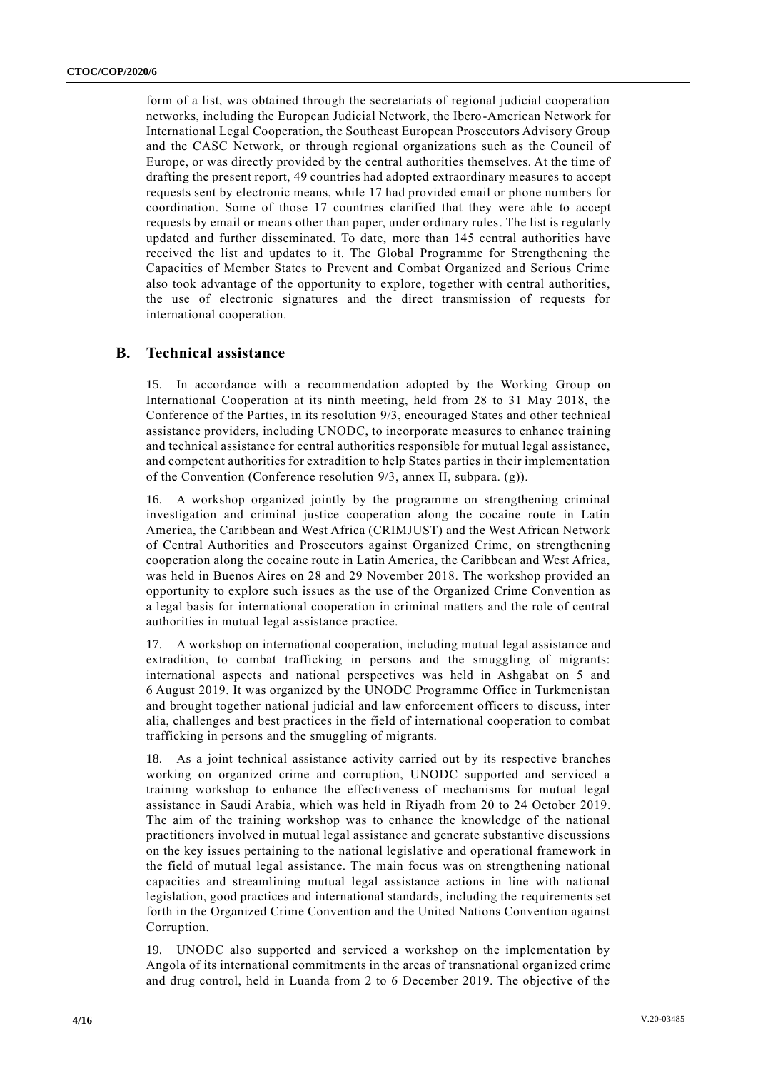form of a list, was obtained through the secretariats of regional judicial cooperation networks, including the European Judicial Network, the Ibero-American Network for International Legal Cooperation, the Southeast European Prosecutors Advisory Group and the CASC Network, or through regional organizations such as the Council of Europe, or was directly provided by the central authorities themselves. At the time of drafting the present report, 49 countries had adopted extraordinary measures to accept requests sent by electronic means, while 17 had provided email or phone numbers for coordination. Some of those 17 countries clarified that they were able to accept requests by email or means other than paper, under ordinary rules. The list is regularly updated and further disseminated. To date, more than 145 central authorities have received the list and updates to it. The Global Programme for Strengthening the Capacities of Member States to Prevent and Combat Organized and Serious Crime also took advantage of the opportunity to explore, together with central authorities, the use of electronic signatures and the direct transmission of requests for international cooperation.

## B. Technical assistance

15. In accordance with a recommendation adopted by the Working Group on International Cooperation at its ninth meeting, held from 28 to 31 May 2018, the Conference of the Parties, in its resolution 9/3, encouraged States and other technical assistance providers, including UNODC, to incorporate measures to enhance training and technical assistance for central authorities responsible for mutual legal assistance, and competent authorities for extradition to help States parties in their implementation of the Convention (Conference resolution 9/3, annex II, subpara. (g)).

16. A workshop organized jointly by the programme on strengthening criminal investigation and criminal justice cooperation along the cocaine route in Latin America, the Caribbean and West Africa (CRIMJUST) and the West African Network of Central Authorities and Prosecutors against Organized Crime, on strengthening cooperation along the cocaine route in Latin America, the Caribbean and West Africa, was held in Buenos Aires on 28 and 29 November 2018. The workshop provided an opportunity to explore such issues as the use of the Organized Crime Convention as a legal basis for international cooperation in criminal matters and the role of central authorities in mutual legal assistance practice.

17. A workshop on international cooperation, including mutual legal assistance and extradition, to combat trafficking in persons and the smuggling of migrants: international aspects and national perspectives was held in Ashgabat on 5 and 6 August 2019. It was organized by the UNODC Programme Office in Turkmenistan and brought together national judicial and law enforcement officers to discuss, inter alia, challenges and best practices in the field of international cooperation to combat trafficking in persons and the smuggling of migrants.

18. As a joint technical assistance activity carried out by its respective branches working on organized crime and corruption, UNODC supported and serviced a training workshop to enhance the effectiveness of mechanisms for mutual legal assistance in Saudi Arabia, which was held in Riyadh from 20 to 24 October 2019. The aim of the training workshop was to enhance the knowledge of the national practitioners involved in mutual legal assistance and generate substantive discussions on the key issues pertaining to the national legislative and operational framework in the field of mutual legal assistance. The main focus was on strengthening national capacities and streamlining mutual legal assistance actions in line with national legislation, good practices and international standards, including the requirements set forth in the Organized Crime Convention and the United Nations Convention against Corruption.

19. UNODC also supported and serviced a workshop on the implementation by Angola of its international commitments in the areas of transnational organized crime and drug control, held in Luanda from 2 to 6 December 2019. The objective of the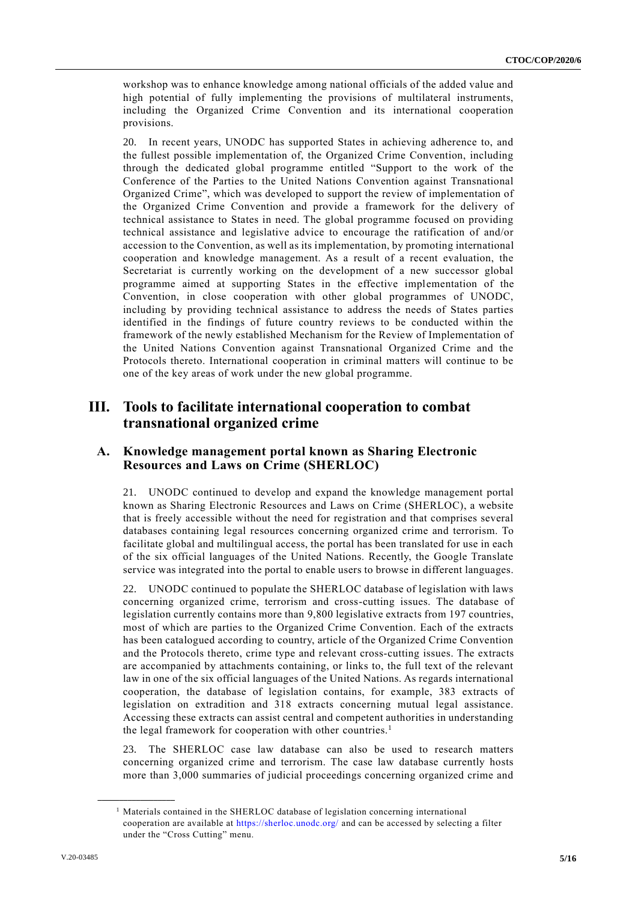workshop was to enhance knowledge among national officials of the added value and high potential of fully implementing the provisions of multilateral instruments, including the Organized Crime Convention and its international cooperation provisions.

20. In recent years, UNODC has supported States in achieving adherence to, and the fullest possible implementation of, the Organized Crime Convention, including through the dedicated global programme entitled "Support to the work of the Conference of the Parties to the United Nations Convention against Transnational Organized Crime", which was developed to support the review of implementation of the Organized Crime Convention and provide a framework for the delivery of technical assistance to States in need. The global programme focused on providing technical assistance and legislative advice to encourage the ratification of and/or accession to the Convention, as well as its implementation, by promoting international cooperation and knowledge management. As a result of a recent evaluation, the Secretariat is currently working on the development of a new successor global programme aimed at supporting States in the effective implementation of the Convention, in close cooperation with other global programmes of UNODC, including by providing technical assistance to address the needs of States parties identified in the findings of future country reviews to be conducted within the framework of the newly established Mechanism for the Review of Implementation of the United Nations Convention against Transnational Organized Crime and the Protocols thereto. International cooperation in criminal matters will continue to be one of the key areas of work under the new global programme.

# III. Tools to facilitate international cooperation to combat transnational organized crime

## A. Knowledge management portal known as Sharing Electronic Resources and Laws on Crime (SHERLOC)

21. UNODC continued to develop and expand the knowledge management portal known as Sharing Electronic Resources and Laws on Crime (SHERLOC), a website that is freely accessible without the need for registration and that comprises several databases containing legal resources concerning organized crime and terrorism. To facilitate global and multilingual access, the portal has been translated for use in each of the six official languages of the United Nations. Recently, the Google Translate service was integrated into the portal to enable users to browse in different languages.

22. UNODC continued to populate the SHERLOC database of legislation with laws concerning organized crime, terrorism and cross-cutting issues. The database of legislation currently contains more than 9,800 legislative extracts from 197 countries, most of which are parties to the Organized Crime Convention. Each of the extracts has been catalogued according to country, article of the Organized Crime Convention and the Protocols thereto, crime type and relevant cross-cutting issues. The extracts are accompanied by attachments containing, or links to, the full text of the relevant law in one of the six official languages of the United Nations. As regards international cooperation, the database of legislation contains, for example, 383 extracts of legislation on extradition and 318 extracts concerning mutual legal assistance. Accessing these extracts can assist central and competent authorities in understanding the legal framework for cooperation with other countries.[1]

23. The SHERLOC case law database can also be used to research matters concerning organized crime and terrorism. The case law database currently hosts more than 3,000 summaries of judicial proceedings concerning organized crime and

[1] Materials contained in the SHERLOC database of legislation concerning international cooperation are available at https://sherloc.unodc.org/ and can be accessed by selecting a filter under the "Cross Cutting" menu.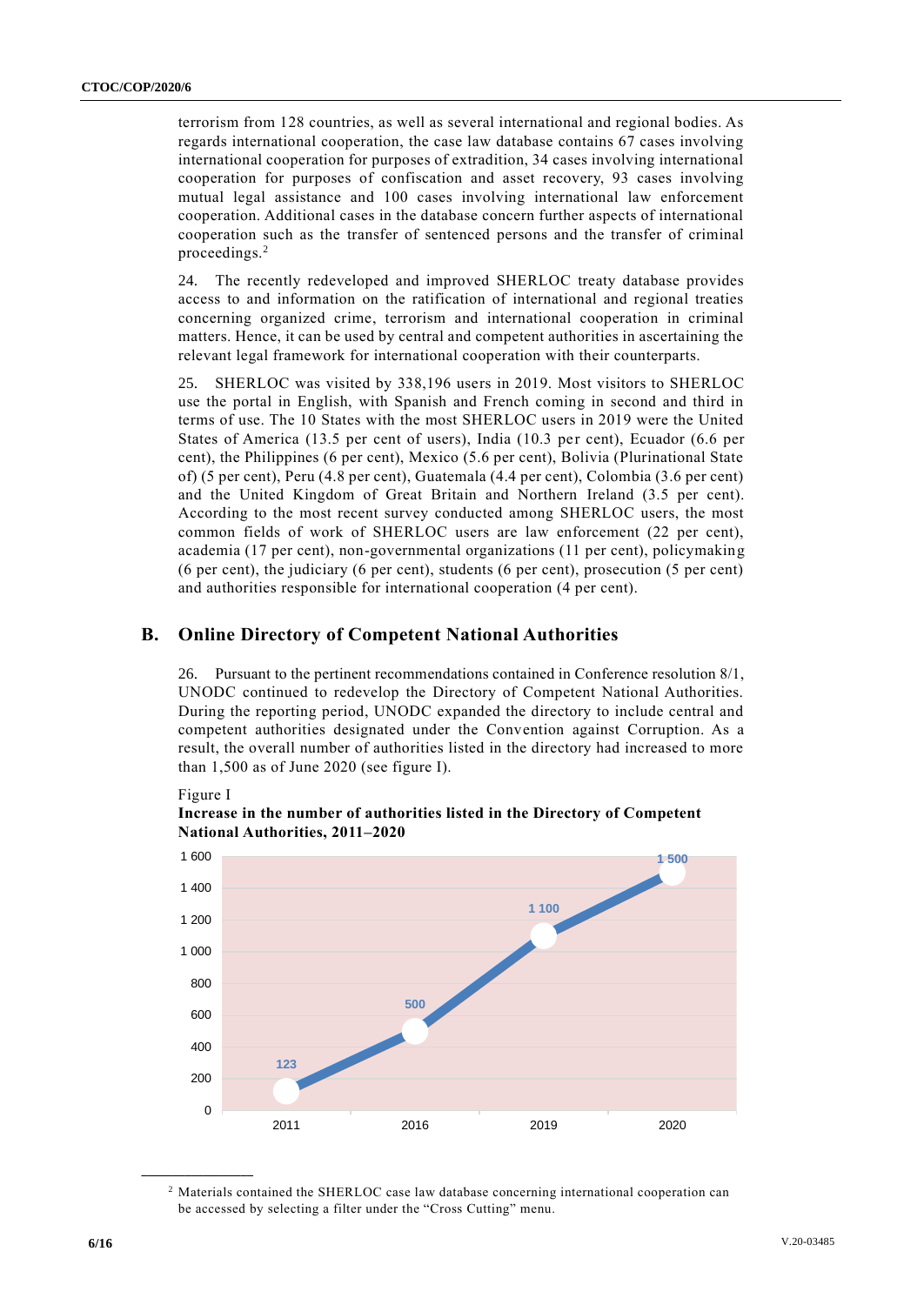terrorism from 128 countries, as well as several international and regional bodies. As regards international cooperation, the case law database contains 67 cases involving international cooperation for purposes of extradition, 34 cases involving international cooperation for purposes of confiscation and asset recovery, 93 cases involving mutual legal assistance and 100 cases involving international law enforcement cooperation. Additional cases in the database concern further aspects of international cooperation such as the transfer of sentenced persons and the transfer of criminal proceedings.[2]

24. The recently redeveloped and improved SHERLOC treaty database provides access to and information on the ratification of international and regional treaties concerning organized crime, terrorism and international cooperation in criminal matters. Hence, it can be used by central and competent authorities in ascertaining the relevant legal framework for international cooperation with their counterparts.

25. SHERLOC was visited by 338,196 users in 2019. Most visitors to SHERLOC use the portal in English, with Spanish and French coming in second and third in terms of use. The 10 States with the most SHERLOC users in 2019 were the United States of America (13.5 per cent of users), India (10.3 per cent), Ecuador (6.6 per cent), the Philippines (6 per cent), Mexico (5.6 per cent), Bolivia (Plurinational State of) (5 per cent), Peru (4.8 per cent), Guatemala (4.4 per cent), Colombia (3.6 per cent) and the United Kingdom of Great Britain and Northern Ireland (3.5 per cent). According to the most recent survey conducted among SHERLOC users, the most common fields of work of SHERLOC users are law enforcement (22 per cent), academia (17 per cent), non-governmental organizations (11 per cent), policymaking (6 per cent), the judiciary (6 per cent), students (6 per cent), prosecution (5 per cent) and authorities responsible for international cooperation (4 per cent).

## B. Online Directory of Competent National Authorities

26. Pursuant to the pertinent recommendations contained in Conference resolution 8/1, UNODC continued to redevelop the Directory of Competent National Authorities. During the reporting period, UNODC expanded the directory to include central and competent authorities designated under the Convention against Corruption. As a result, the overall number of authorities listed in the directory had increased to more than 1,500 as of June 2020 (see figure I).

Figure I

**Increase in the number of authorities listed in the Directory of Competent National Authorities, 2011–2020**

| Year | Number of authorities |
|---|---|
| 2011 | 123 |
| 2016 | 500 |
| 2019 | 1 100 |
| 2020 | 1 500 |

[2] Materials contained the SHERLOC case law database concerning international cooperation can be accessed by selecting a filter under the "Cross Cutting" menu.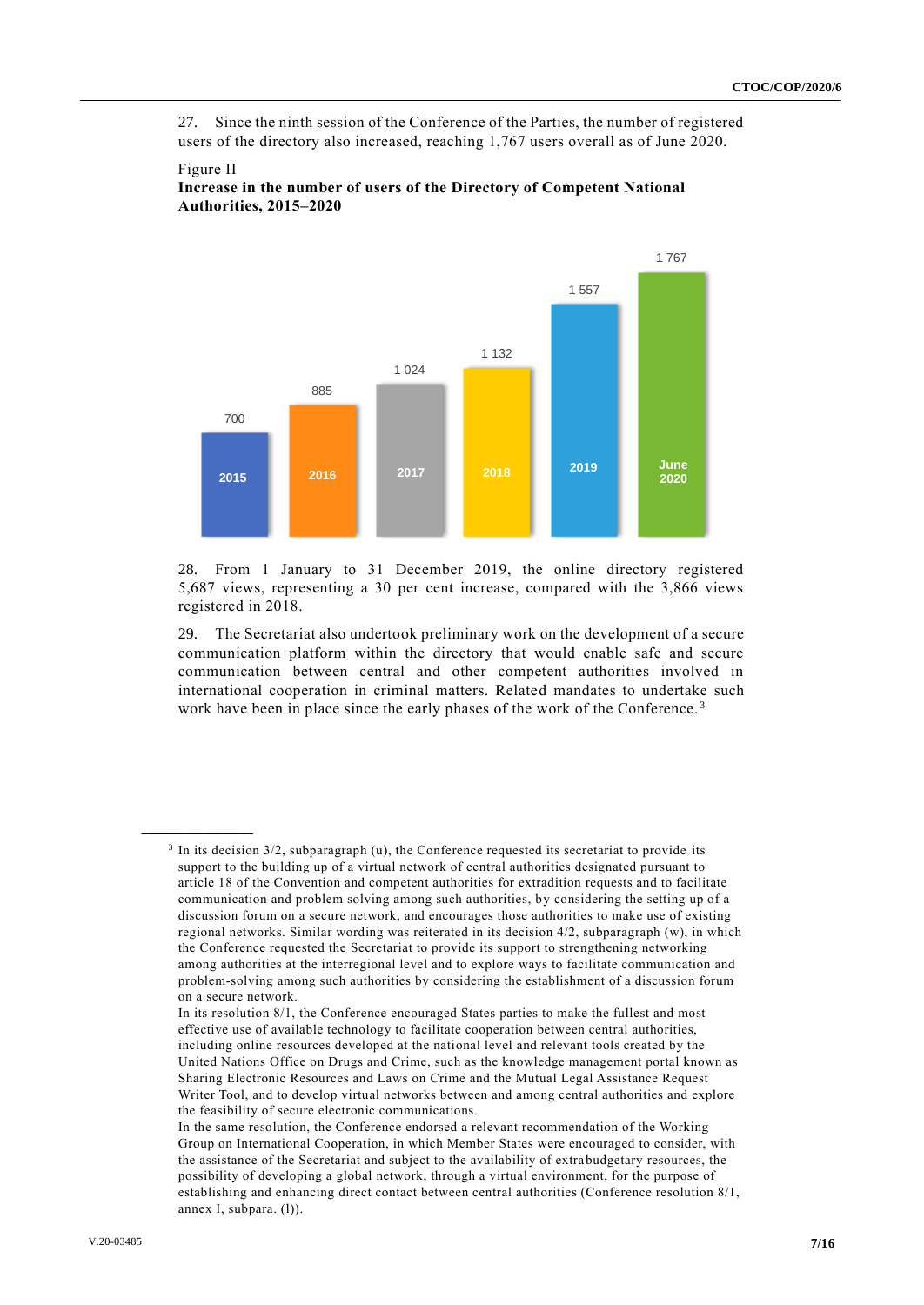27. Since the ninth session of the Conference of the Parties, the number of registered users of the directory also increased, reaching 1,767 users overall as of June 2020.

Figure II
**Increase in the number of users of the Directory of Competent National Authorities, 2015–2020**

| Year | Users |
|---|---|
| 2015 | 700 |
| 2016 | 885 |
| 2017 | 1 024 |
| 2018 | 1 132 |
| 2019 | 1 557 |
| June 2020 | 1 767 |

28. From 1 January to 31 December 2019, the online directory registered 5,687 views, representing a 30 per cent increase, compared with the 3,866 views registered in 2018.

29. The Secretariat also undertook preliminary work on the development of a secure communication platform within the directory that would enable safe and secure communication between central and other competent authorities involved in international cooperation in criminal matters. Related mandates to undertake such work have been in place since the early phases of the work of the Conference.[3]

---

[3] In its decision 3/2, subparagraph (u), the Conference requested its secretariat to provide its support to the building up of a virtual network of central authorities designated pursuant to article 18 of the Convention and competent authorities for extradition requests and to facilitate communication and problem solving among such authorities, by considering the setting up of a discussion forum on a secure network, and encourages those authorities to make use of existing regional networks. Similar wording was reiterated in its decision 4/2, subparagraph (w), in which the Conference requested the Secretariat to provide its support to strengthening networking among authorities at the interregional level and to explore ways to facilitate communication and problem-solving among such authorities by considering the establishment of a discussion forum on a secure network.
In its resolution 8/1, the Conference encouraged States parties to make the fullest and most effective use of available technology to facilitate cooperation between central authorities, including online resources developed at the national level and relevant tools created by the United Nations Office on Drugs and Crime, such as the knowledge management portal known as Sharing Electronic Resources and Laws on Crime and the Mutual Legal Assistance Request Writer Tool, and to develop virtual networks between and among central authorities and explore the feasibility of secure electronic communications.
In the same resolution, the Conference endorsed a relevant recommendation of the Working Group on International Cooperation, in which Member States were encouraged to consider, with the assistance of the Secretariat and subject to the availability of extrabudgetary resources, the possibility of developing a global network, through a virtual environment, for the purpose of establishing and enhancing direct contact between central authorities (Conference resolution 8/1, annex I, subpara. (l)).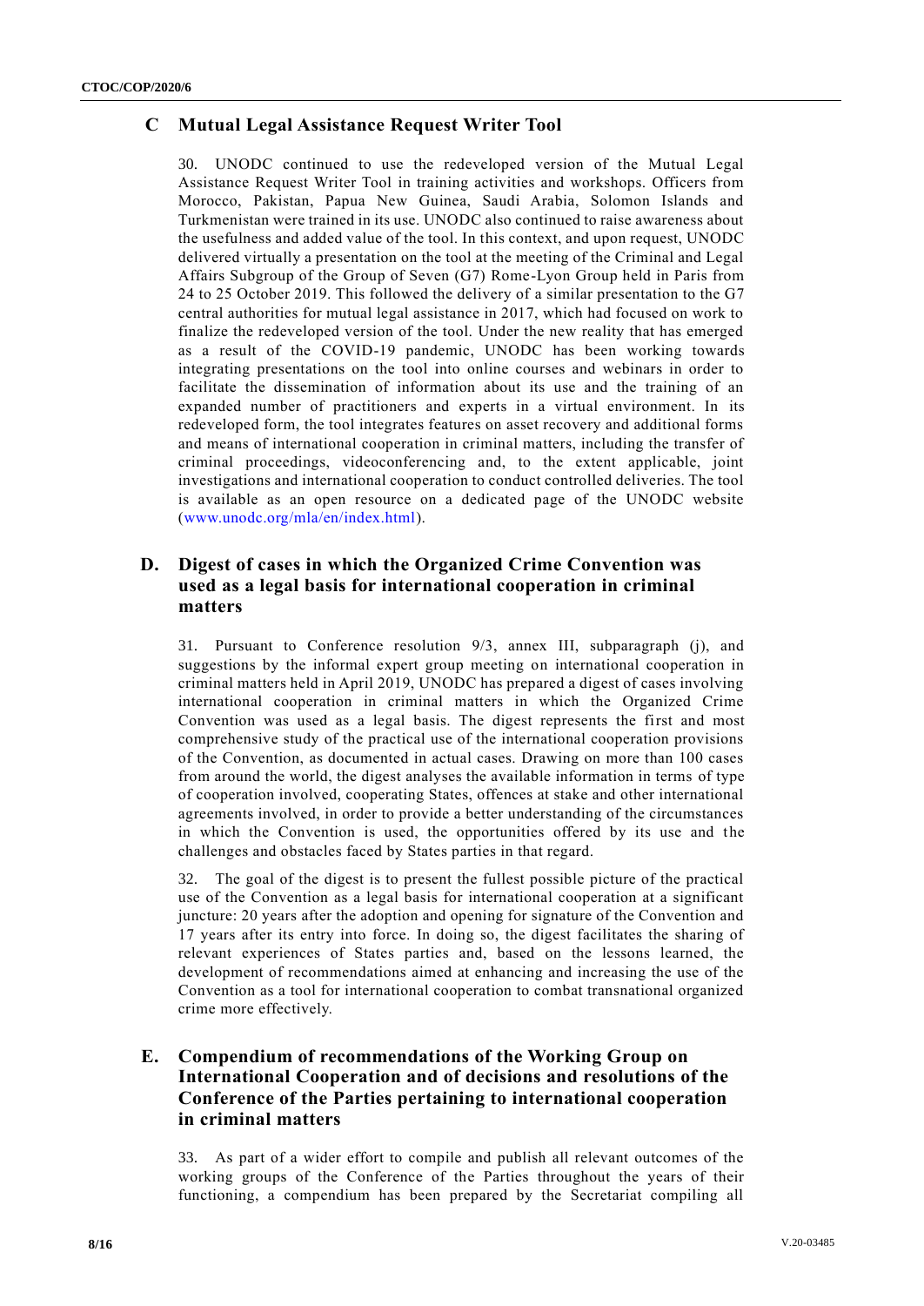## C Mutual Legal Assistance Request Writer Tool

30. UNODC continued to use the redeveloped version of the Mutual Legal Assistance Request Writer Tool in training activities and workshops. Officers from Morocco, Pakistan, Papua New Guinea, Saudi Arabia, Solomon Islands and Turkmenistan were trained in its use. UNODC also continued to raise awareness about the usefulness and added value of the tool. In this context, and upon request, UNODC delivered virtually a presentation on the tool at the meeting of the Criminal and Legal Affairs Subgroup of the Group of Seven (G7) Rome-Lyon Group held in Paris from 24 to 25 October 2019. This followed the delivery of a similar presentation to the G7 central authorities for mutual legal assistance in 2017, which had focused on work to finalize the redeveloped version of the tool. Under the new reality that has emerged as a result of the COVID-19 pandemic, UNODC has been working towards integrating presentations on the tool into online courses and webinars in order to facilitate the dissemination of information about its use and the training of an expanded number of practitioners and experts in a virtual environment. In its redeveloped form, the tool integrates features on asset recovery and additional forms and means of international cooperation in criminal matters, including the transfer of criminal proceedings, videoconferencing and, to the extent applicable, joint investigations and international cooperation to conduct controlled deliveries. The tool is available as an open resource on a dedicated page of the UNODC website (www.unodc.org/mla/en/index.html).

## D. Digest of cases in which the Organized Crime Convention was used as a legal basis for international cooperation in criminal matters

31. Pursuant to Conference resolution 9/3, annex III, subparagraph (j), and suggestions by the informal expert group meeting on international cooperation in criminal matters held in April 2019, UNODC has prepared a digest of cases involving international cooperation in criminal matters in which the Organized Crime Convention was used as a legal basis. The digest represents the first and most comprehensive study of the practical use of the international cooperation provisions of the Convention, as documented in actual cases. Drawing on more than 100 cases from around the world, the digest analyses the available information in terms of type of cooperation involved, cooperating States, offences at stake and other international agreements involved, in order to provide a better understanding of the circumstances in which the Convention is used, the opportunities offered by its use and the challenges and obstacles faced by States parties in that regard.

32. The goal of the digest is to present the fullest possible picture of the practical use of the Convention as a legal basis for international cooperation at a significant juncture: 20 years after the adoption and opening for signature of the Convention and 17 years after its entry into force. In doing so, the digest facilitates the sharing of relevant experiences of States parties and, based on the lessons learned, the development of recommendations aimed at enhancing and increasing the use of the Convention as a tool for international cooperation to combat transnational organized crime more effectively.

## E. Compendium of recommendations of the Working Group on International Cooperation and of decisions and resolutions of the Conference of the Parties pertaining to international cooperation in criminal matters

33. As part of a wider effort to compile and publish all relevant outcomes of the working groups of the Conference of the Parties throughout the years of their functioning, a compendium has been prepared by the Secretariat compiling all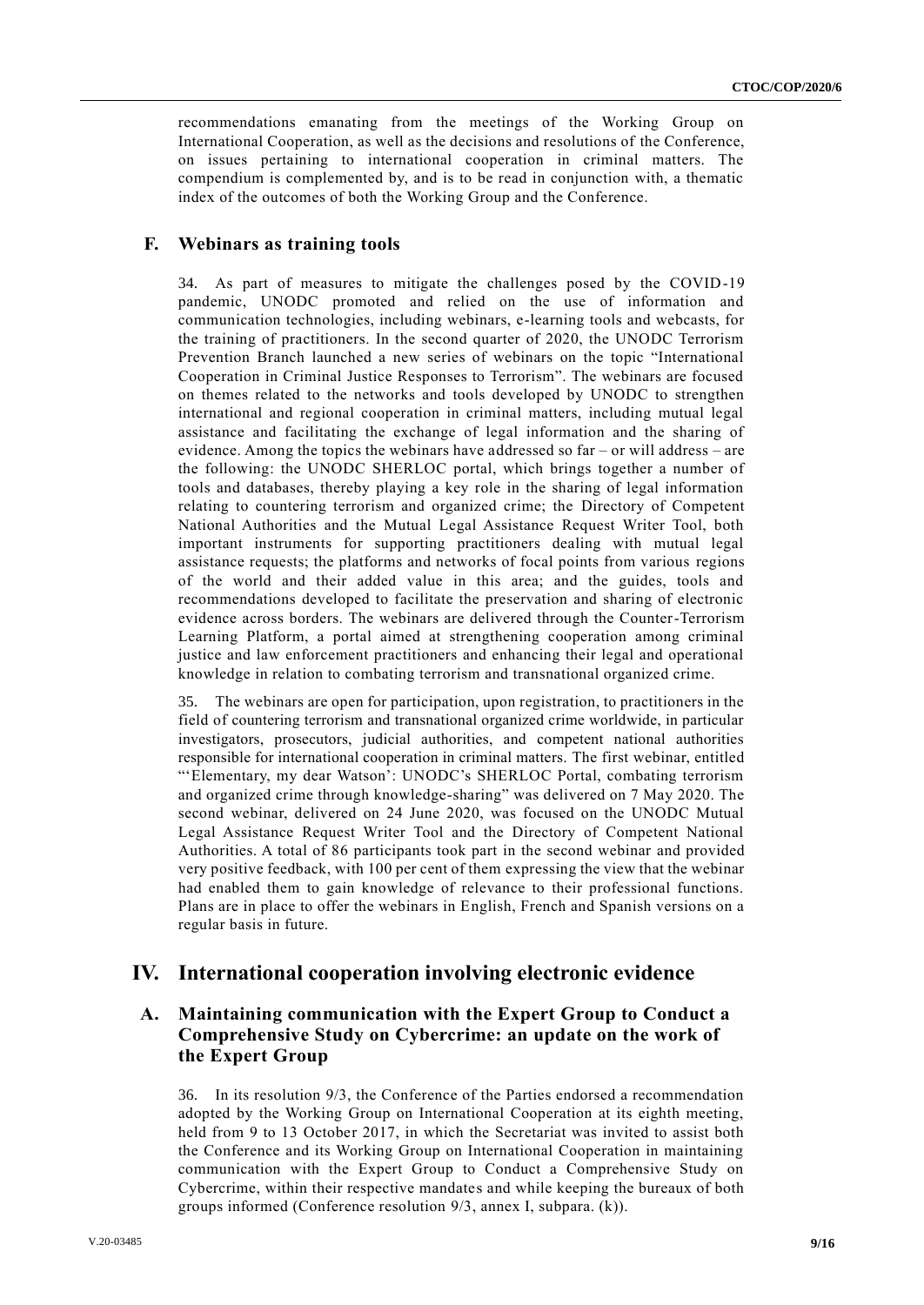recommendations emanating from the meetings of the Working Group on International Cooperation, as well as the decisions and resolutions of the Conference, on issues pertaining to international cooperation in criminal matters. The compendium is complemented by, and is to be read in conjunction with, a thematic index of the outcomes of both the Working Group and the Conference.

## F. Webinars as training tools

34. As part of measures to mitigate the challenges posed by the COVID-19 pandemic, UNODC promoted and relied on the use of information and communication technologies, including webinars, e-learning tools and webcasts, for the training of practitioners. In the second quarter of 2020, the UNODC Terrorism Prevention Branch launched a new series of webinars on the topic "International Cooperation in Criminal Justice Responses to Terrorism". The webinars are focused on themes related to the networks and tools developed by UNODC to strengthen international and regional cooperation in criminal matters, including mutual legal assistance and facilitating the exchange of legal information and the sharing of evidence. Among the topics the webinars have addressed so far – or will address – are the following: the UNODC SHERLOC portal, which brings together a number of tools and databases, thereby playing a key role in the sharing of legal information relating to countering terrorism and organized crime; the Directory of Competent National Authorities and the Mutual Legal Assistance Request Writer Tool, both important instruments for supporting practitioners dealing with mutual legal assistance requests; the platforms and networks of focal points from various regions of the world and their added value in this area; and the guides, tools and recommendations developed to facilitate the preservation and sharing of electronic evidence across borders. The webinars are delivered through the Counter-Terrorism Learning Platform, a portal aimed at strengthening cooperation among criminal justice and law enforcement practitioners and enhancing their legal and operational knowledge in relation to combating terrorism and transnational organized crime.

35. The webinars are open for participation, upon registration, to practitioners in the field of countering terrorism and transnational organized crime worldwide, in particular investigators, prosecutors, judicial authorities, and competent national authorities responsible for international cooperation in criminal matters. The first webinar, entitled "'Elementary, my dear Watson': UNODC's SHERLOC Portal, combating terrorism and organized crime through knowledge-sharing" was delivered on 7 May 2020. The second webinar, delivered on 24 June 2020, was focused on the UNODC Mutual Legal Assistance Request Writer Tool and the Directory of Competent National Authorities. A total of 86 participants took part in the second webinar and provided very positive feedback, with 100 per cent of them expressing the view that the webinar had enabled them to gain knowledge of relevance to their professional functions. Plans are in place to offer the webinars in English, French and Spanish versions on a regular basis in future.

# IV. International cooperation involving electronic evidence

## A. Maintaining communication with the Expert Group to Conduct a Comprehensive Study on Cybercrime: an update on the work of the Expert Group

36. In its resolution 9/3, the Conference of the Parties endorsed a recommendation adopted by the Working Group on International Cooperation at its eighth meeting, held from 9 to 13 October 2017, in which the Secretariat was invited to assist both the Conference and its Working Group on International Cooperation in maintaining communication with the Expert Group to Conduct a Comprehensive Study on Cybercrime, within their respective mandates and while keeping the bureaux of both groups informed (Conference resolution 9/3, annex I, subpara. (k)).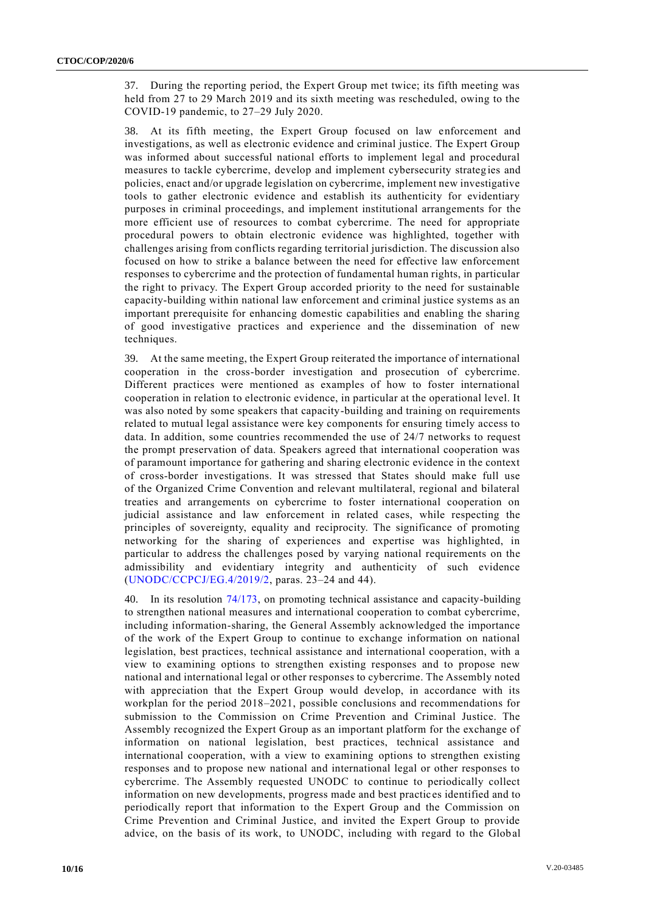37. During the reporting period, the Expert Group met twice; its fifth meeting was held from 27 to 29 March 2019 and its sixth meeting was rescheduled, owing to the COVID-19 pandemic, to 27–29 July 2020.

38. At its fifth meeting, the Expert Group focused on law enforcement and investigations, as well as electronic evidence and criminal justice. The Expert Group was informed about successful national efforts to implement legal and procedural measures to tackle cybercrime, develop and implement cybersecurity strategies and policies, enact and/or upgrade legislation on cybercrime, implement new investigative tools to gather electronic evidence and establish its authenticity for evidentiary purposes in criminal proceedings, and implement institutional arrangements for the more efficient use of resources to combat cybercrime. The need for appropriate procedural powers to obtain electronic evidence was highlighted, together with challenges arising from conflicts regarding territorial jurisdiction. The discussion also focused on how to strike a balance between the need for effective law enforcement responses to cybercrime and the protection of fundamental human rights, in particular the right to privacy. The Expert Group accorded priority to the need for sustainable capacity-building within national law enforcement and criminal justice systems as an important prerequisite for enhancing domestic capabilities and enabling the sharing of good investigative practices and experience and the dissemination of new techniques.

39. At the same meeting, the Expert Group reiterated the importance of international cooperation in the cross-border investigation and prosecution of cybercrime. Different practices were mentioned as examples of how to foster international cooperation in relation to electronic evidence, in particular at the operational level. It was also noted by some speakers that capacity-building and training on requirements related to mutual legal assistance were key components for ensuring timely access to data. In addition, some countries recommended the use of 24/7 networks to request the prompt preservation of data. Speakers agreed that international cooperation was of paramount importance for gathering and sharing electronic evidence in the context of cross-border investigations. It was stressed that States should make full use of the Organized Crime Convention and relevant multilateral, regional and bilateral treaties and arrangements on cybercrime to foster international cooperation on judicial assistance and law enforcement in related cases, while respecting the principles of sovereignty, equality and reciprocity. The significance of promoting networking for the sharing of experiences and expertise was highlighted, in particular to address the challenges posed by varying national requirements on the admissibility and evidentiary integrity and authenticity of such evidence (UNODC/CCPCJ/EG.4/2019/2, paras. 23–24 and 44).

40. In its resolution 74/173, on promoting technical assistance and capacity-building to strengthen national measures and international cooperation to combat cybercrime, including information-sharing, the General Assembly acknowledged the importance of the work of the Expert Group to continue to exchange information on national legislation, best practices, technical assistance and international cooperation, with a view to examining options to strengthen existing responses and to propose new national and international legal or other responses to cybercrime. The Assembly noted with appreciation that the Expert Group would develop, in accordance with its workplan for the period 2018–2021, possible conclusions and recommendations for submission to the Commission on Crime Prevention and Criminal Justice. The Assembly recognized the Expert Group as an important platform for the exchange of information on national legislation, best practices, technical assistance and international cooperation, with a view to examining options to strengthen existing responses and to propose new national and international legal or other responses to cybercrime. The Assembly requested UNODC to continue to periodically collect information on new developments, progress made and best practices identified and to periodically report that information to the Expert Group and the Commission on Crime Prevention and Criminal Justice, and invited the Expert Group to provide advice, on the basis of its work, to UNODC, including with regard to the Global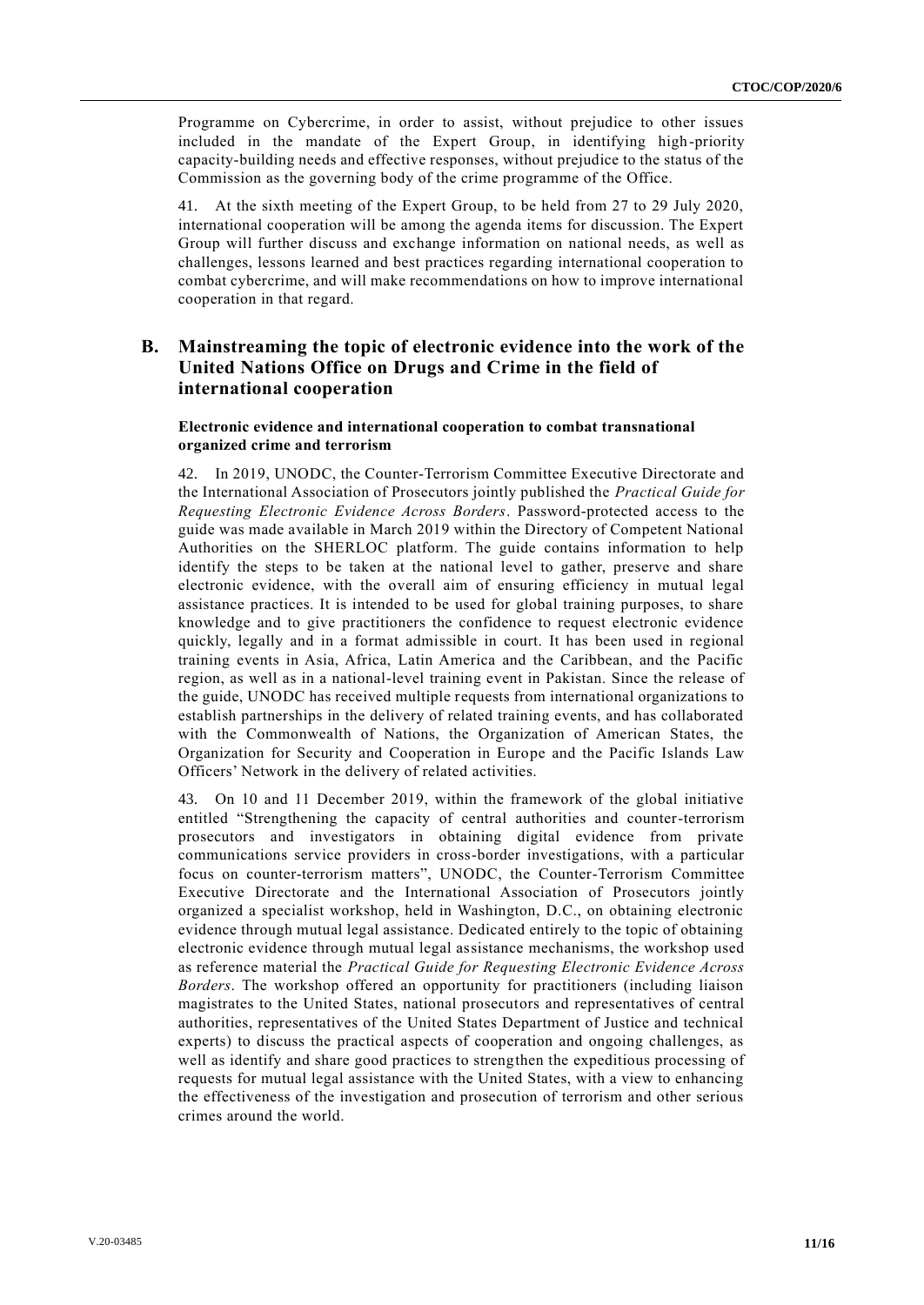Programme on Cybercrime, in order to assist, without prejudice to other issues included in the mandate of the Expert Group, in identifying high-priority capacity-building needs and effective responses, without prejudice to the status of the Commission as the governing body of the crime programme of the Office.

41. At the sixth meeting of the Expert Group, to be held from 27 to 29 July 2020, international cooperation will be among the agenda items for discussion. The Expert Group will further discuss and exchange information on national needs, as well as challenges, lessons learned and best practices regarding international cooperation to combat cybercrime, and will make recommendations on how to improve international cooperation in that regard.

## B. Mainstreaming the topic of electronic evidence into the work of the United Nations Office on Drugs and Crime in the field of international cooperation

### Electronic evidence and international cooperation to combat transnational organized crime and terrorism

42. In 2019, UNODC, the Counter-Terrorism Committee Executive Directorate and the International Association of Prosecutors jointly published the *Practical Guide for Requesting Electronic Evidence Across Borders*. Password-protected access to the guide was made available in March 2019 within the Directory of Competent National Authorities on the SHERLOC platform. The guide contains information to help identify the steps to be taken at the national level to gather, preserve and share electronic evidence, with the overall aim of ensuring efficiency in mutual legal assistance practices. It is intended to be used for global training purposes, to share knowledge and to give practitioners the confidence to request electronic evidence quickly, legally and in a format admissible in court. It has been used in regional training events in Asia, Africa, Latin America and the Caribbean, and the Pacific region, as well as in a national-level training event in Pakistan. Since the release of the guide, UNODC has received multiple requests from international organizations to establish partnerships in the delivery of related training events, and has collaborated with the Commonwealth of Nations, the Organization of American States, the Organization for Security and Cooperation in Europe and the Pacific Islands Law Officers' Network in the delivery of related activities.

43. On 10 and 11 December 2019, within the framework of the global initiative entitled "Strengthening the capacity of central authorities and counter-terrorism prosecutors and investigators in obtaining digital evidence from private communications service providers in cross-border investigations, with a particular focus on counter-terrorism matters", UNODC, the Counter-Terrorism Committee Executive Directorate and the International Association of Prosecutors jointly organized a specialist workshop, held in Washington, D.C., on obtaining electronic evidence through mutual legal assistance. Dedicated entirely to the topic of obtaining electronic evidence through mutual legal assistance mechanisms, the workshop used as reference material the *Practical Guide for Requesting Electronic Evidence Across Borders*. The workshop offered an opportunity for practitioners (including liaison magistrates to the United States, national prosecutors and representatives of central authorities, representatives of the United States Department of Justice and technical experts) to discuss the practical aspects of cooperation and ongoing challenges, as well as identify and share good practices to strengthen the expeditious processing of requests for mutual legal assistance with the United States, with a view to enhancing the effectiveness of the investigation and prosecution of terrorism and other serious crimes around the world.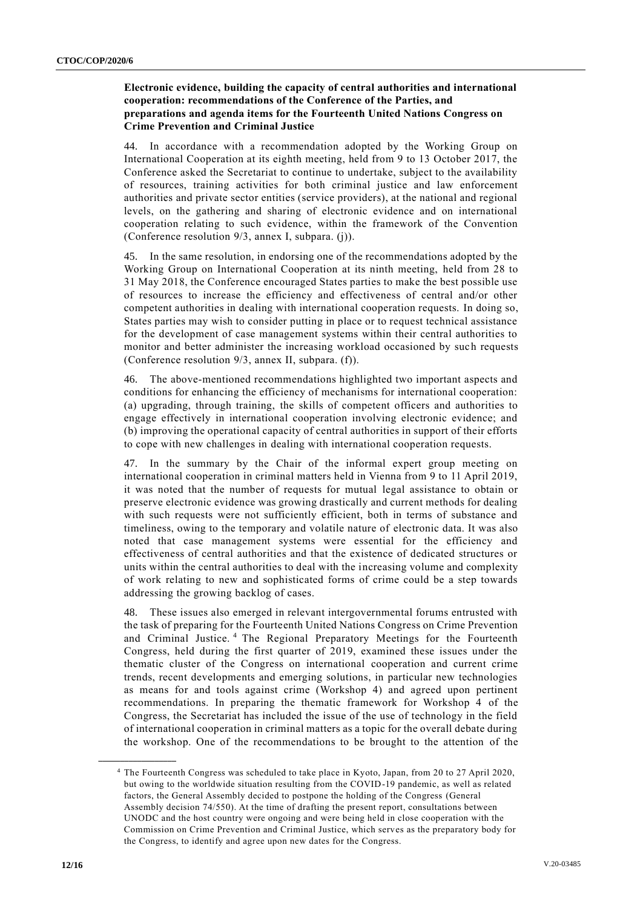**Electronic evidence, building the capacity of central authorities and international cooperation: recommendations of the Conference of the Parties, and preparations and agenda items for the Fourteenth United Nations Congress on Crime Prevention and Criminal Justice**

44. In accordance with a recommendation adopted by the Working Group on International Cooperation at its eighth meeting, held from 9 to 13 October 2017, the Conference asked the Secretariat to continue to undertake, subject to the availability of resources, training activities for both criminal justice and law enforcement authorities and private sector entities (service providers), at the national and regional levels, on the gathering and sharing of electronic evidence and on international cooperation relating to such evidence, within the framework of the Convention (Conference resolution 9/3, annex I, subpara. (j)).

45. In the same resolution, in endorsing one of the recommendations adopted by the Working Group on International Cooperation at its ninth meeting, held from 28 to 31 May 2018, the Conference encouraged States parties to make the best possible use of resources to increase the efficiency and effectiveness of central and/or other competent authorities in dealing with international cooperation requests. In doing so, States parties may wish to consider putting in place or to request technical assistance for the development of case management systems within their central authorities to monitor and better administer the increasing workload occasioned by such requests (Conference resolution 9/3, annex II, subpara. (f)).

46. The above-mentioned recommendations highlighted two important aspects and conditions for enhancing the efficiency of mechanisms for international cooperation: (a) upgrading, through training, the skills of competent officers and authorities to engage effectively in international cooperation involving electronic evidence; and (b) improving the operational capacity of central authorities in support of their efforts to cope with new challenges in dealing with international cooperation requests.

47. In the summary by the Chair of the informal expert group meeting on international cooperation in criminal matters held in Vienna from 9 to 11 April 2019, it was noted that the number of requests for mutual legal assistance to obtain or preserve electronic evidence was growing drastically and current methods for dealing with such requests were not sufficiently efficient, both in terms of substance and timeliness, owing to the temporary and volatile nature of electronic data. It was also noted that case management systems were essential for the efficiency and effectiveness of central authorities and that the existence of dedicated structures or units within the central authorities to deal with the increasing volume and complexity of work relating to new and sophisticated forms of crime could be a step towards addressing the growing backlog of cases.

48. These issues also emerged in relevant intergovernmental forums entrusted with the task of preparing for the Fourteenth United Nations Congress on Crime Prevention and Criminal Justice.[4] The Regional Preparatory Meetings for the Fourteenth Congress, held during the first quarter of 2019, examined these issues under the thematic cluster of the Congress on international cooperation and current crime trends, recent developments and emerging solutions, in particular new technologies as means for and tools against crime (Workshop 4) and agreed upon pertinent recommendations. In preparing the thematic framework for Workshop 4 of the Congress, the Secretariat has included the issue of the use of technology in the field of international cooperation in criminal matters as a topic for the overall debate during the workshop. One of the recommendations to be brought to the attention of the

---

[4] The Fourteenth Congress was scheduled to take place in Kyoto, Japan, from 20 to 27 April 2020, but owing to the worldwide situation resulting from the COVID-19 pandemic, as well as related factors, the General Assembly decided to postpone the holding of the Congress (General Assembly decision 74/550). At the time of drafting the present report, consultations between UNODC and the host country were ongoing and were being held in close cooperation with the Commission on Crime Prevention and Criminal Justice, which serves as the preparatory body for the Congress, to identify and agree upon new dates for the Congress.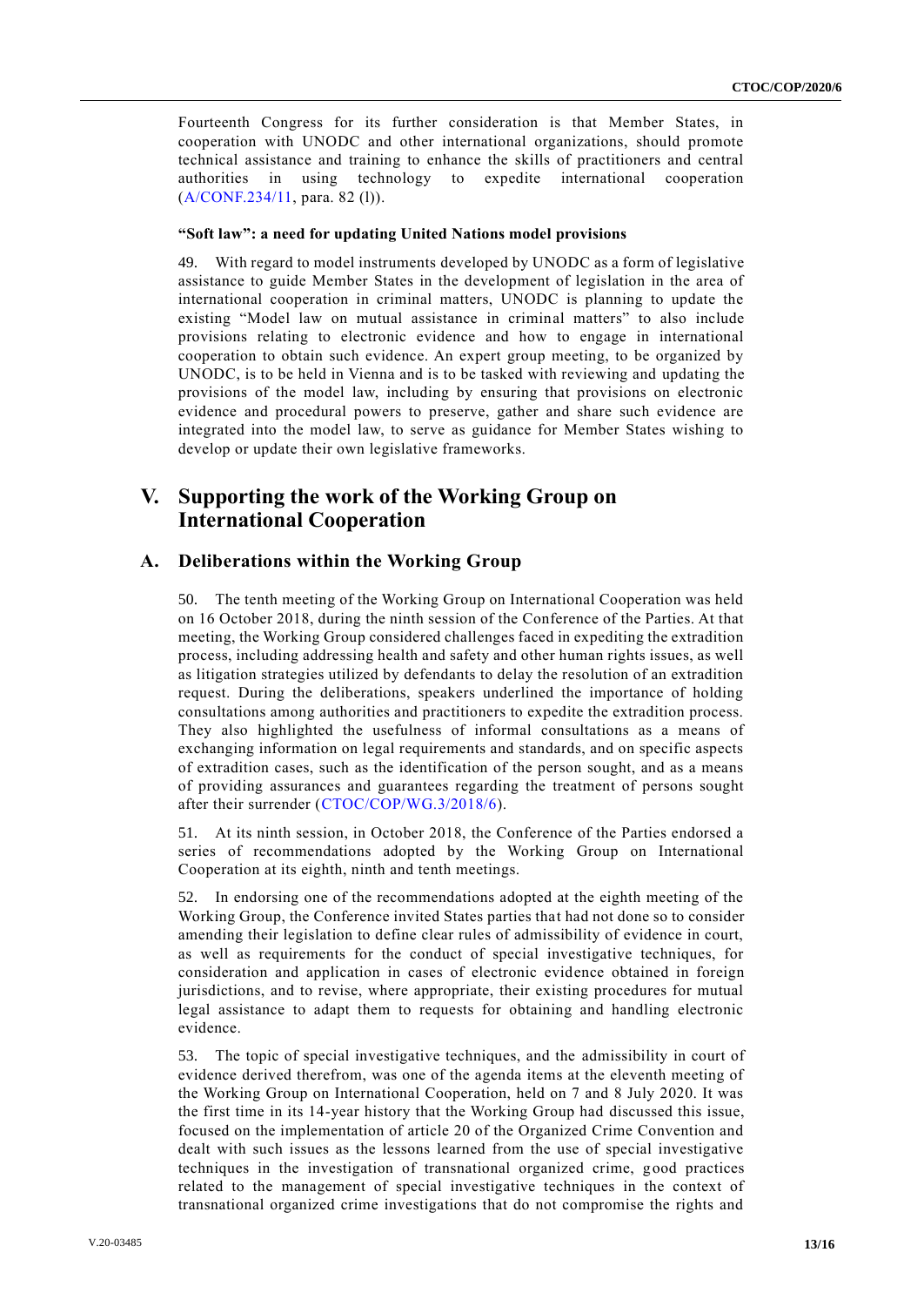Fourteenth Congress for its further consideration is that Member States, in cooperation with UNODC and other international organizations, should promote technical assistance and training to enhance the skills of practitioners and central authorities in using technology to expedite international cooperation (A/CONF.234/11, para. 82 (l)).

#### "Soft law": a need for updating United Nations model provisions

49. With regard to model instruments developed by UNODC as a form of legislative assistance to guide Member States in the development of legislation in the area of international cooperation in criminal matters, UNODC is planning to update the existing "Model law on mutual assistance in criminal matters" to also include provisions relating to electronic evidence and how to engage in international cooperation to obtain such evidence. An expert group meeting, to be organized by UNODC, is to be held in Vienna and is to be tasked with reviewing and updating the provisions of the model law, including by ensuring that provisions on electronic evidence and procedural powers to preserve, gather and share such evidence are integrated into the model law, to serve as guidance for Member States wishing to develop or update their own legislative frameworks.

## V. Supporting the work of the Working Group on International Cooperation

### A. Deliberations within the Working Group

50. The tenth meeting of the Working Group on International Cooperation was held on 16 October 2018, during the ninth session of the Conference of the Parties. At that meeting, the Working Group considered challenges faced in expediting the extradition process, including addressing health and safety and other human rights issues, as well as litigation strategies utilized by defendants to delay the resolution of an extradition request. During the deliberations, speakers underlined the importance of holding consultations among authorities and practitioners to expedite the extradition process. They also highlighted the usefulness of informal consultations as a means of exchanging information on legal requirements and standards, and on specific aspects of extradition cases, such as the identification of the person sought, and as a means of providing assurances and guarantees regarding the treatment of persons sought after their surrender (CTOC/COP/WG.3/2018/6).

51. At its ninth session, in October 2018, the Conference of the Parties endorsed a series of recommendations adopted by the Working Group on International Cooperation at its eighth, ninth and tenth meetings.

52. In endorsing one of the recommendations adopted at the eighth meeting of the Working Group, the Conference invited States parties that had not done so to consider amending their legislation to define clear rules of admissibility of evidence in court, as well as requirements for the conduct of special investigative techniques, for consideration and application in cases of electronic evidence obtained in foreign jurisdictions, and to revise, where appropriate, their existing procedures for mutual legal assistance to adapt them to requests for obtaining and handling electronic evidence.

53. The topic of special investigative techniques, and the admissibility in court of evidence derived therefrom, was one of the agenda items at the eleventh meeting of the Working Group on International Cooperation, held on 7 and 8 July 2020. It was the first time in its 14-year history that the Working Group had discussed this issue, focused on the implementation of article 20 of the Organized Crime Convention and dealt with such issues as the lessons learned from the use of special investigative techniques in the investigation of transnational organized crime, good practices related to the management of special investigative techniques in the context of transnational organized crime investigations that do not compromise the rights and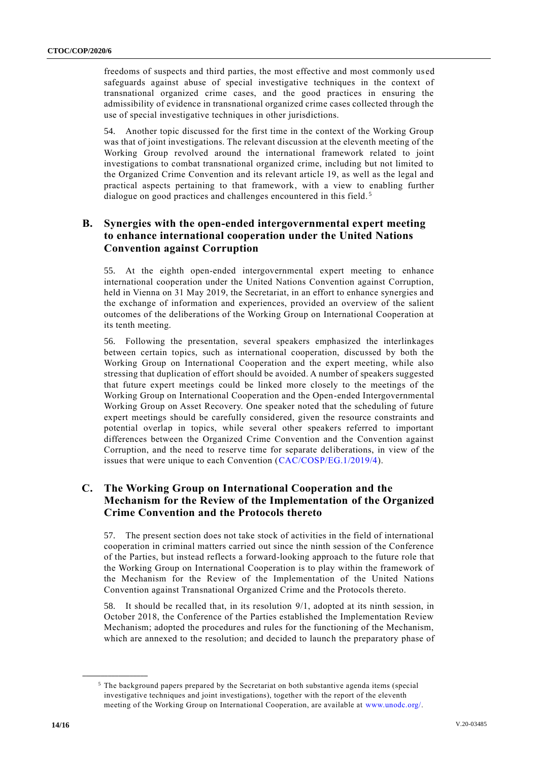freedoms of suspects and third parties, the most effective and most commonly used safeguards against abuse of special investigative techniques in the context of transnational organized crime cases, and the good practices in ensuring the admissibility of evidence in transnational organized crime cases collected through the use of special investigative techniques in other jurisdictions.

54. Another topic discussed for the first time in the context of the Working Group was that of joint investigations. The relevant discussion at the eleventh meeting of the Working Group revolved around the international framework related to joint investigations to combat transnational organized crime, including but not limited to the Organized Crime Convention and its relevant article 19, as well as the legal and practical aspects pertaining to that framework, with a view to enabling further dialogue on good practices and challenges encountered in this field.[5]

## B. Synergies with the open-ended intergovernmental expert meeting to enhance international cooperation under the United Nations Convention against Corruption

55. At the eighth open-ended intergovernmental expert meeting to enhance international cooperation under the United Nations Convention against Corruption, held in Vienna on 31 May 2019, the Secretariat, in an effort to enhance synergies and the exchange of information and experiences, provided an overview of the salient outcomes of the deliberations of the Working Group on International Cooperation at its tenth meeting.

56. Following the presentation, several speakers emphasized the interlinkages between certain topics, such as international cooperation, discussed by both the Working Group on International Cooperation and the expert meeting, while also stressing that duplication of effort should be avoided. A number of speakers suggested that future expert meetings could be linked more closely to the meetings of the Working Group on International Cooperation and the Open-ended Intergovernmental Working Group on Asset Recovery. One speaker noted that the scheduling of future expert meetings should be carefully considered, given the resource constraints and potential overlap in topics, while several other speakers referred to important differences between the Organized Crime Convention and the Convention against Corruption, and the need to reserve time for separate deliberations, in view of the issues that were unique to each Convention (CAC/COSP/EG.1/2019/4).

## C. The Working Group on International Cooperation and the Mechanism for the Review of the Implementation of the Organized Crime Convention and the Protocols thereto

57. The present section does not take stock of activities in the field of international cooperation in criminal matters carried out since the ninth session of the Conference of the Parties, but instead reflects a forward-looking approach to the future role that the Working Group on International Cooperation is to play within the framework of the Mechanism for the Review of the Implementation of the United Nations Convention against Transnational Organized Crime and the Protocols thereto.

58. It should be recalled that, in its resolution 9/1, adopted at its ninth session, in October 2018, the Conference of the Parties established the Implementation Review Mechanism; adopted the procedures and rules for the functioning of the Mechanism, which are annexed to the resolution; and decided to launch the preparatory phase of

---

[5] The background papers prepared by the Secretariat on both substantive agenda items (special investigative techniques and joint investigations), together with the report of the eleventh meeting of the Working Group on International Cooperation, are available at www.unodc.org/.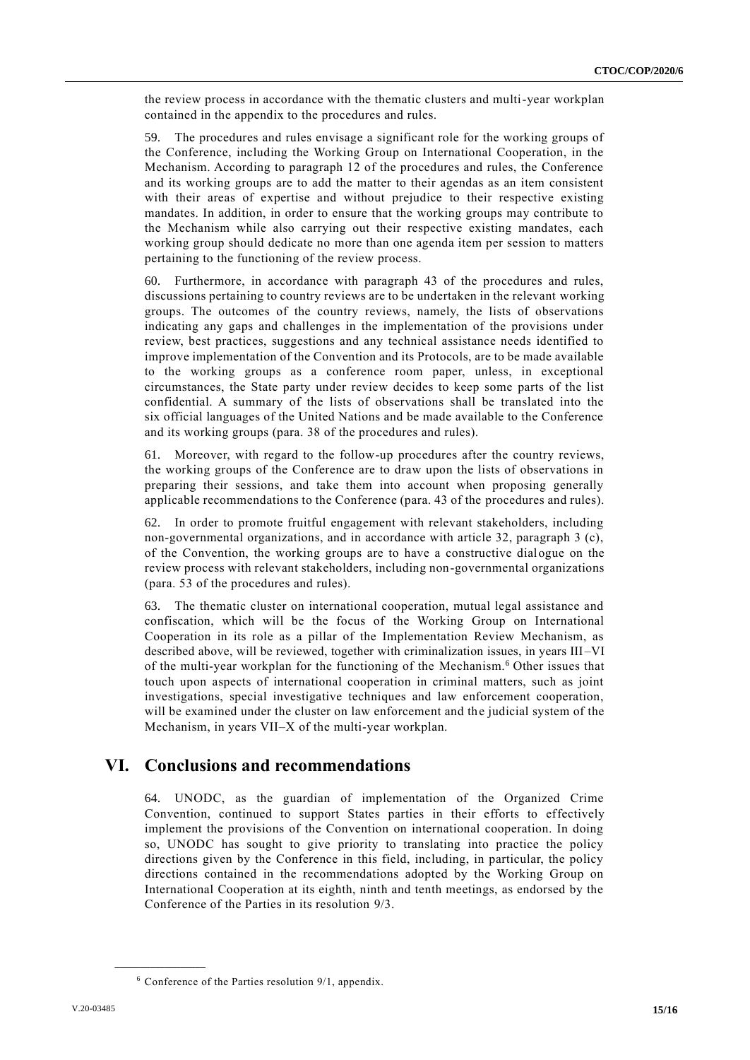the review process in accordance with the thematic clusters and multi-year workplan contained in the appendix to the procedures and rules.

59. The procedures and rules envisage a significant role for the working groups of the Conference, including the Working Group on International Cooperation, in the Mechanism. According to paragraph 12 of the procedures and rules, the Conference and its working groups are to add the matter to their agendas as an item consistent with their areas of expertise and without prejudice to their respective existing mandates. In addition, in order to ensure that the working groups may contribute to the Mechanism while also carrying out their respective existing mandates, each working group should dedicate no more than one agenda item per session to matters pertaining to the functioning of the review process.

60. Furthermore, in accordance with paragraph 43 of the procedures and rules, discussions pertaining to country reviews are to be undertaken in the relevant working groups. The outcomes of the country reviews, namely, the lists of observations indicating any gaps and challenges in the implementation of the provisions under review, best practices, suggestions and any technical assistance needs identified to improve implementation of the Convention and its Protocols, are to be made available to the working groups as a conference room paper, unless, in exceptional circumstances, the State party under review decides to keep some parts of the list confidential. A summary of the lists of observations shall be translated into the six official languages of the United Nations and be made available to the Conference and its working groups (para. 38 of the procedures and rules).

61. Moreover, with regard to the follow-up procedures after the country reviews, the working groups of the Conference are to draw upon the lists of observations in preparing their sessions, and take them into account when proposing generally applicable recommendations to the Conference (para. 43 of the procedures and rules).

62. In order to promote fruitful engagement with relevant stakeholders, including non-governmental organizations, and in accordance with article 32, paragraph 3 (c), of the Convention, the working groups are to have a constructive dialogue on the review process with relevant stakeholders, including non-governmental organizations (para. 53 of the procedures and rules).

63. The thematic cluster on international cooperation, mutual legal assistance and confiscation, which will be the focus of the Working Group on International Cooperation in its role as a pillar of the Implementation Review Mechanism, as described above, will be reviewed, together with criminalization issues, in years III–VI of the multi-year workplan for the functioning of the Mechanism.[6] Other issues that touch upon aspects of international cooperation in criminal matters, such as joint investigations, special investigative techniques and law enforcement cooperation, will be examined under the cluster on law enforcement and the judicial system of the Mechanism, in years VII–X of the multi-year workplan.

# VI. Conclusions and recommendations

64. UNODC, as the guardian of implementation of the Organized Crime Convention, continued to support States parties in their efforts to effectively implement the provisions of the Convention on international cooperation. In doing so, UNODC has sought to give priority to translating into practice the policy directions given by the Conference in this field, including, in particular, the policy directions contained in the recommendations adopted by the Working Group on International Cooperation at its eighth, ninth and tenth meetings, as endorsed by the Conference of the Parties in its resolution 9/3.

[6] Conference of the Parties resolution 9/1, appendix.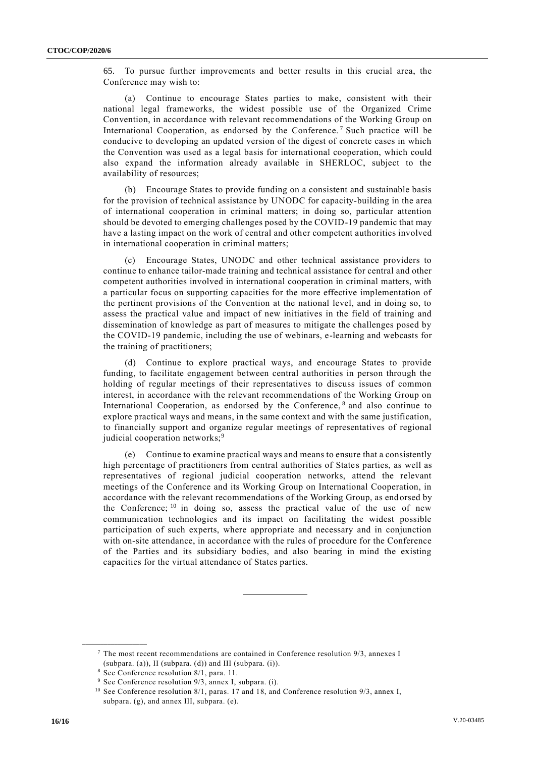65. To pursue further improvements and better results in this crucial area, the Conference may wish to:

(a) Continue to encourage States parties to make, consistent with their national legal frameworks, the widest possible use of the Organized Crime Convention, in accordance with relevant recommendations of the Working Group on International Cooperation, as endorsed by the Conference.[7] Such practice will be conducive to developing an updated version of the digest of concrete cases in which the Convention was used as a legal basis for international cooperation, which could also expand the information already available in SHERLOC, subject to the availability of resources;

(b) Encourage States to provide funding on a consistent and sustainable basis for the provision of technical assistance by UNODC for capacity-building in the area of international cooperation in criminal matters; in doing so, particular attention should be devoted to emerging challenges posed by the COVID-19 pandemic that may have a lasting impact on the work of central and other competent authorities involved in international cooperation in criminal matters;

(c) Encourage States, UNODC and other technical assistance providers to continue to enhance tailor-made training and technical assistance for central and other competent authorities involved in international cooperation in criminal matters, with a particular focus on supporting capacities for the more effective implementation of the pertinent provisions of the Convention at the national level, and in doing so, to assess the practical value and impact of new initiatives in the field of training and dissemination of knowledge as part of measures to mitigate the challenges posed by the COVID-19 pandemic, including the use of webinars, e-learning and webcasts for the training of practitioners;

(d) Continue to explore practical ways, and encourage States to provide funding, to facilitate engagement between central authorities in person through the holding of regular meetings of their representatives to discuss issues of common interest, in accordance with the relevant recommendations of the Working Group on International Cooperation, as endorsed by the Conference,[8] and also continue to explore practical ways and means, in the same context and with the same justification, to financially support and organize regular meetings of representatives of regional judicial cooperation networks;[9]

(e) Continue to examine practical ways and means to ensure that a consistently high percentage of practitioners from central authorities of States parties, as well as representatives of regional judicial cooperation networks, attend the relevant meetings of the Conference and its Working Group on International Cooperation, in accordance with the relevant recommendations of the Working Group, as endorsed by the Conference;[10] in doing so, assess the practical value of the use of new communication technologies and its impact on facilitating the widest possible participation of such experts, where appropriate and necessary and in conjunction with on-site attendance, in accordance with the rules of procedure for the Conference of the Parties and its subsidiary bodies, and also bearing in mind the existing capacities for the virtual attendance of States parties.

---

[7] The most recent recommendations are contained in Conference resolution 9/3, annexes I (subpara. (a)), II (subpara. (d)) and III (subpara. (i)).

[8] See Conference resolution 8/1, para. 11.

[9] See Conference resolution 9/3, annex I, subpara. (i).

[10] See Conference resolution 8/1, paras. 17 and 18, and Conference resolution 9/3, annex I, subpara. (g), and annex III, subpara. (e).